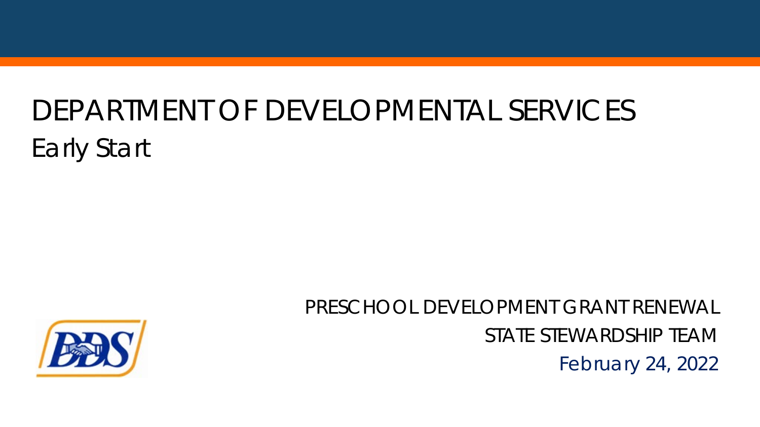# DEPARTMENT OF DEVELOPMENTAL SERVICES

## Early Start

PRESCHOOL DEVELOPMENT GRANT RENEWAL

STATE STEWARDSHIP TEAM

February 24, 2022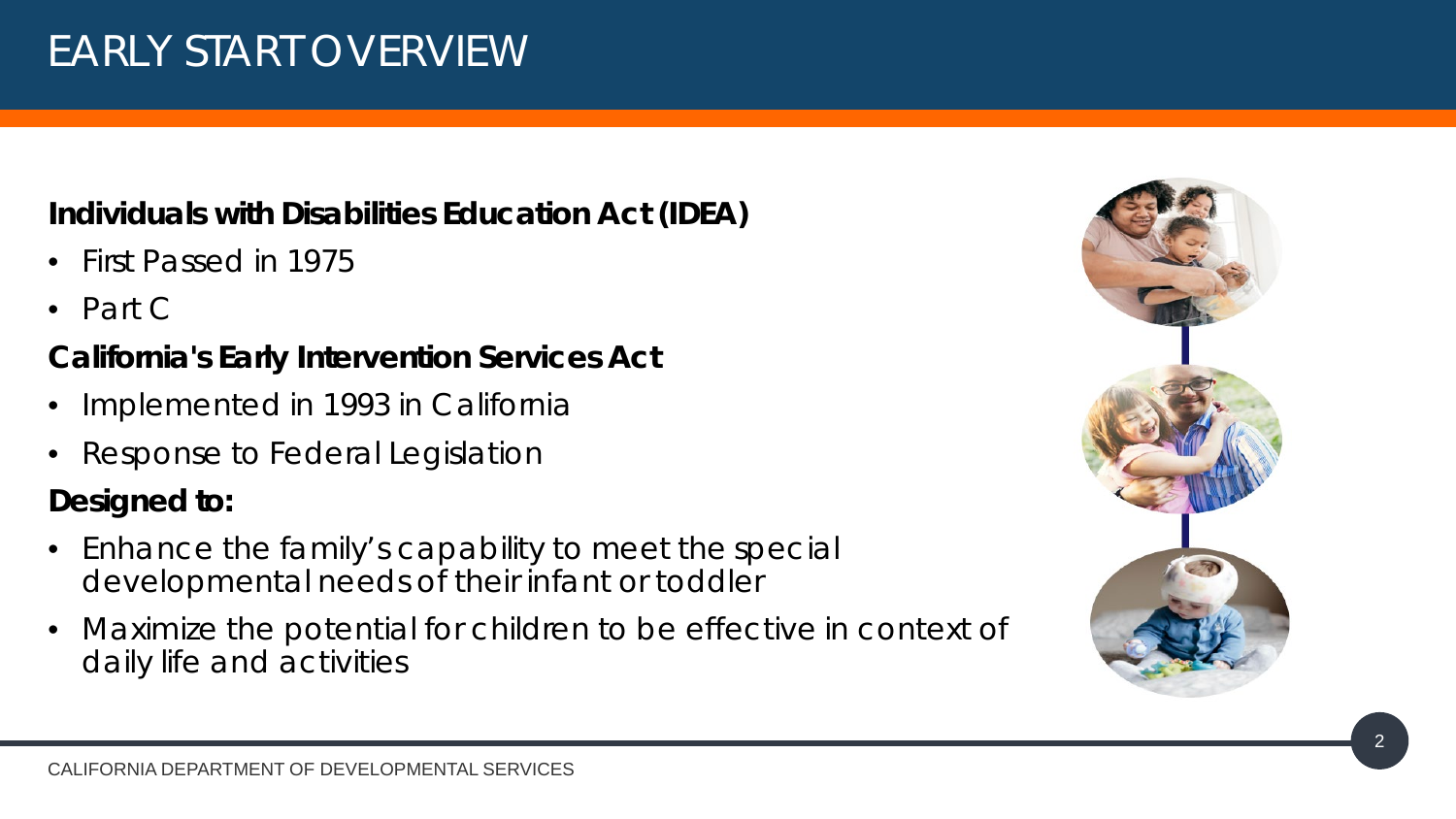# EARLY START OVERVIEW

**Individuals with Disabilities Education Act (IDEA)**

- First Passed in 1975
- Part C

**California's Early Intervention Services Act**

- Implemented in 1993 in California
- Response to Federal Legislation

**Designed to:**

- Enhance the family's capability to meet the special developmental needs of their infant or toddler
- Maximize the potential for children to be effective in context of daily life and activities

CALIFORNIA DEPARTMENT OF DEVELOPMENTAL SERVICES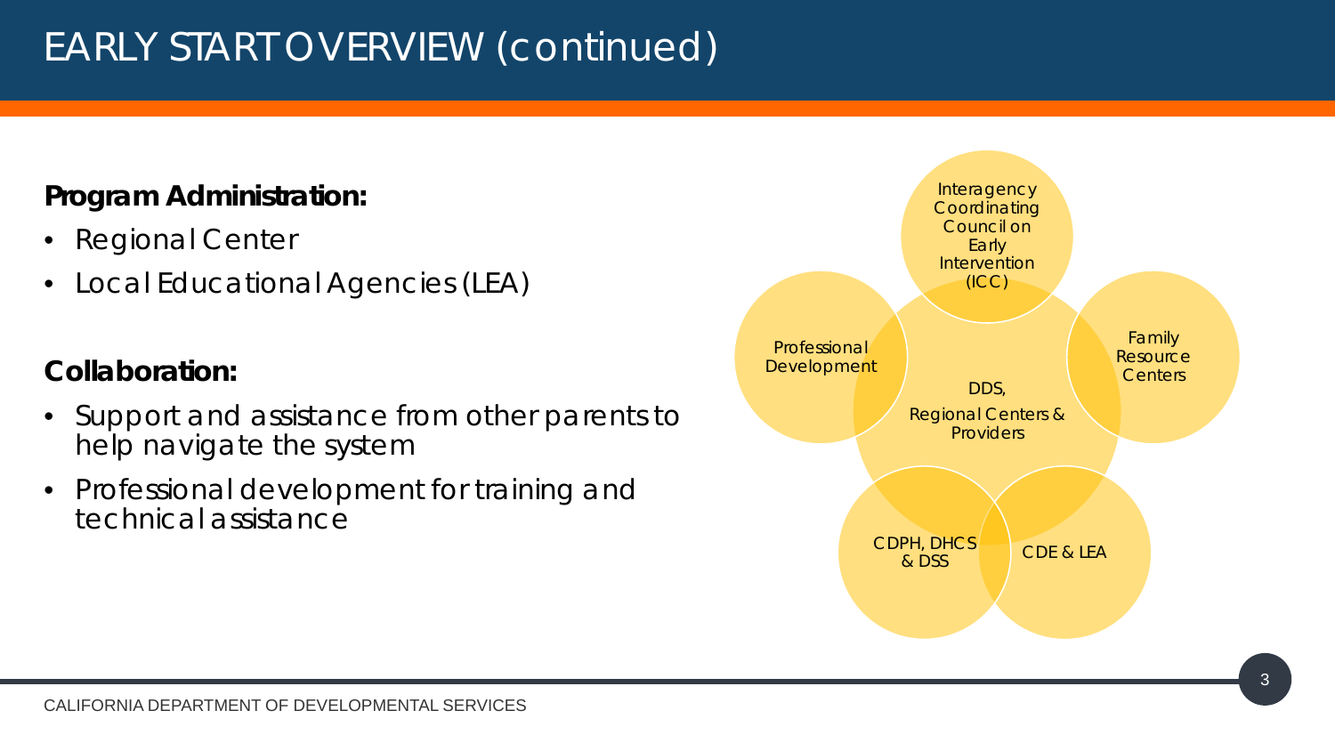# EARLY START OVERVIEW (continued)

**Program Administration:**

- Regional Center
- Local Educational Agencies (LEA)

**Collaboration:**

- Support and assistance from other parents to help navigate the system
- Professional development for training and technical assistance

Interagency Coordinating Council on Early Intervention (ICC)

Family Resource Centers

CDE & LEA

CDPH, DHCS & DSS

Professional Development

DDS, Regional Centers & Providers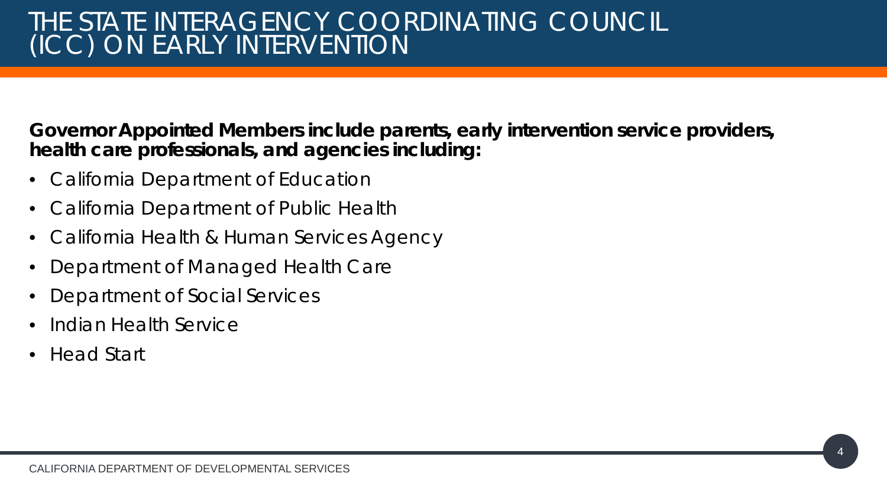# THE STATE INTERAGENCY COORDINATING COUNCIL (ICC) ON EARLY INTERVENTION

**Governor Appointed Members include parents, early intervention service providers, health care professionals, and agencies including:**

- California Department of Education
- California Department of Public Health
- California Health & Human Services Agency
- Department of Managed Health Care
- Department of Social Services
- Indian Health Service
- Head Start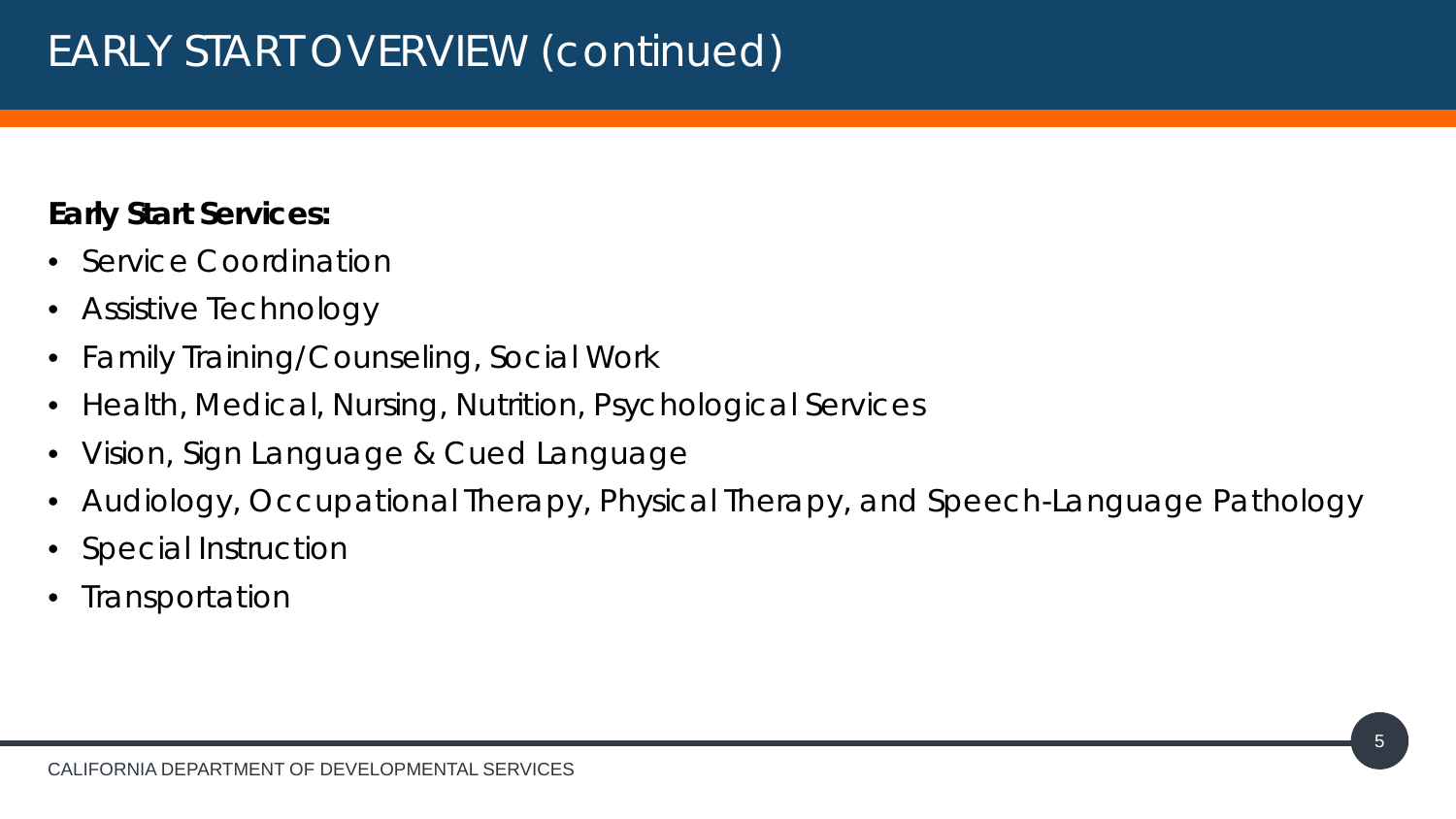# EARLY START OVERVIEW (continued)

**Early Start Services:**

- Service Coordination
- Assistive Technology
- Family Training/Counseling, Social Work
- Health, Medical, Nursing, Nutrition, Psychological Services
- Vision, Sign Language & Cued Language
- Audiology, Occupational Therapy, Physical Therapy, and Speech-Language Pathology
- Special Instruction
- Transportation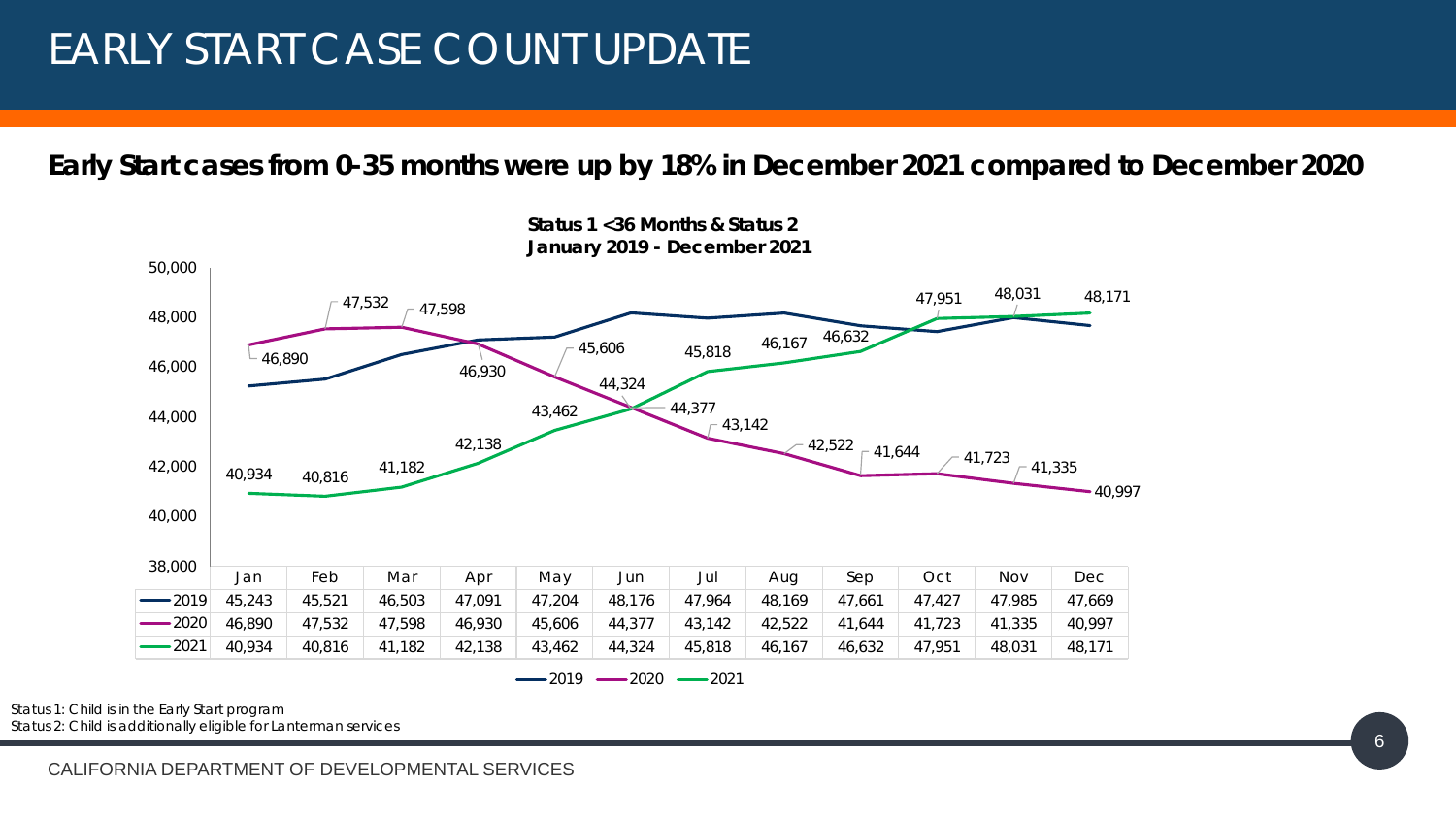# EARLY START CASE COUNT UPDATE

**Early Start cases from 0-35 months were up by 18% in December 2021 compared to December 2020**

**Status 1 <36 Months & Status 2**
**January 2019 - December 2021**

| | Jan | Feb | Mar | Apr | May | Jun | Jul | Aug | Sep | Oct | Nov | Dec |
|---|---|---|---|---|---|---|---|---|---|---|---|---|
| 2019 | 45,243 | 45,521 | 46,503 | 47,091 | 47,204 | 48,176 | 47,964 | 48,169 | 47,661 | 47,427 | 47,985 | 47,669 |
| 2020 | 46,890 | 47,532 | 47,598 | 46,930 | 45,606 | 44,377 | 43,142 | 42,522 | 41,644 | 41,723 | 41,335 | 40,997 |
| 2021 | 40,934 | 40,816 | 41,182 | 42,138 | 43,462 | 44,324 | 45,818 | 46,167 | 46,632 | 47,951 | 48,031 | 48,171 |

Status 1: Child is in the Early Start program
Status 2: Child is additionally eligible for Lanterman services

CALIFORNIA DEPARTMENT OF DEVELOPMENTAL SERVICES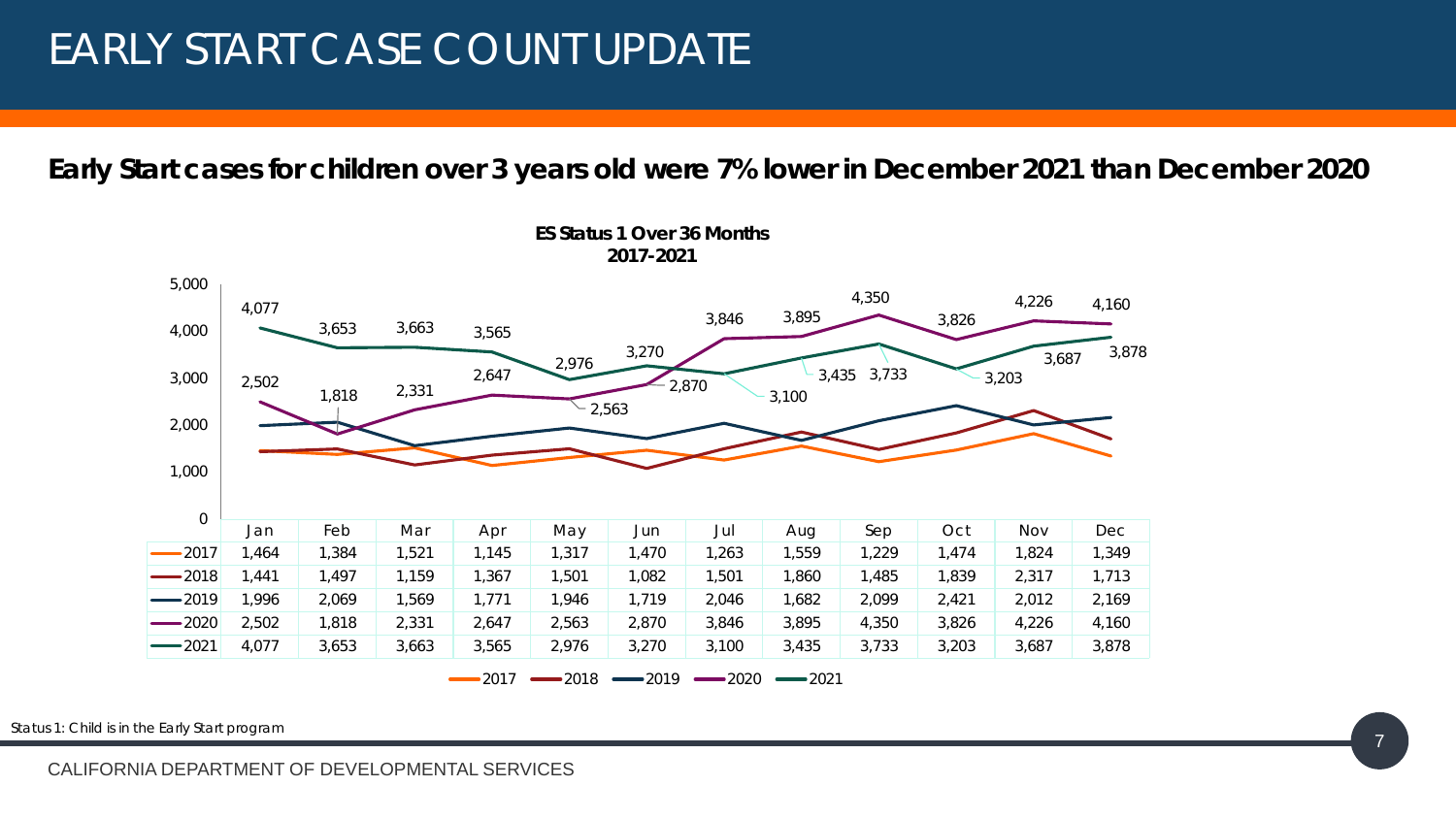# EARLY START CASE COUNT UPDATE

**Early Start cases for children over 3 years old were 7% lower in December 2021 than December 2020**

**ES Status 1 Over 36 Months 2017-2021**

| | Jan | Feb | Mar | Apr | May | Jun | Jul | Aug | Sep | Oct | Nov | Dec |
|---|---|---|---|---|---|---|---|---|---|---|---|---|
| 2017 | 1,464 | 1,384 | 1,521 | 1,145 | 1,317 | 1,470 | 1,263 | 1,559 | 1,229 | 1,474 | 1,824 | 1,349 |
| 2018 | 1,441 | 1,497 | 1,159 | 1,367 | 1,501 | 1,082 | 1,501 | 1,860 | 1,485 | 1,839 | 2,317 | 1,713 |
| 2019 | 1,996 | 2,069 | 1,569 | 1,771 | 1,946 | 1,719 | 2,046 | 1,682 | 2,099 | 2,421 | 2,012 | 2,169 |
| 2020 | 2,502 | 1,818 | 2,331 | 2,647 | 2,563 | 2,870 | 3,846 | 3,895 | 4,350 | 3,826 | 4,226 | 4,160 |
| 2021 | 4,077 | 3,653 | 3,663 | 3,565 | 2,976 | 3,270 | 3,100 | 3,435 | 3,733 | 3,203 | 3,687 | 3,878 |

*Status 1: Child is in the Early Start program*

CALIFORNIA DEPARTMENT OF DEVELOPMENTAL SERVICES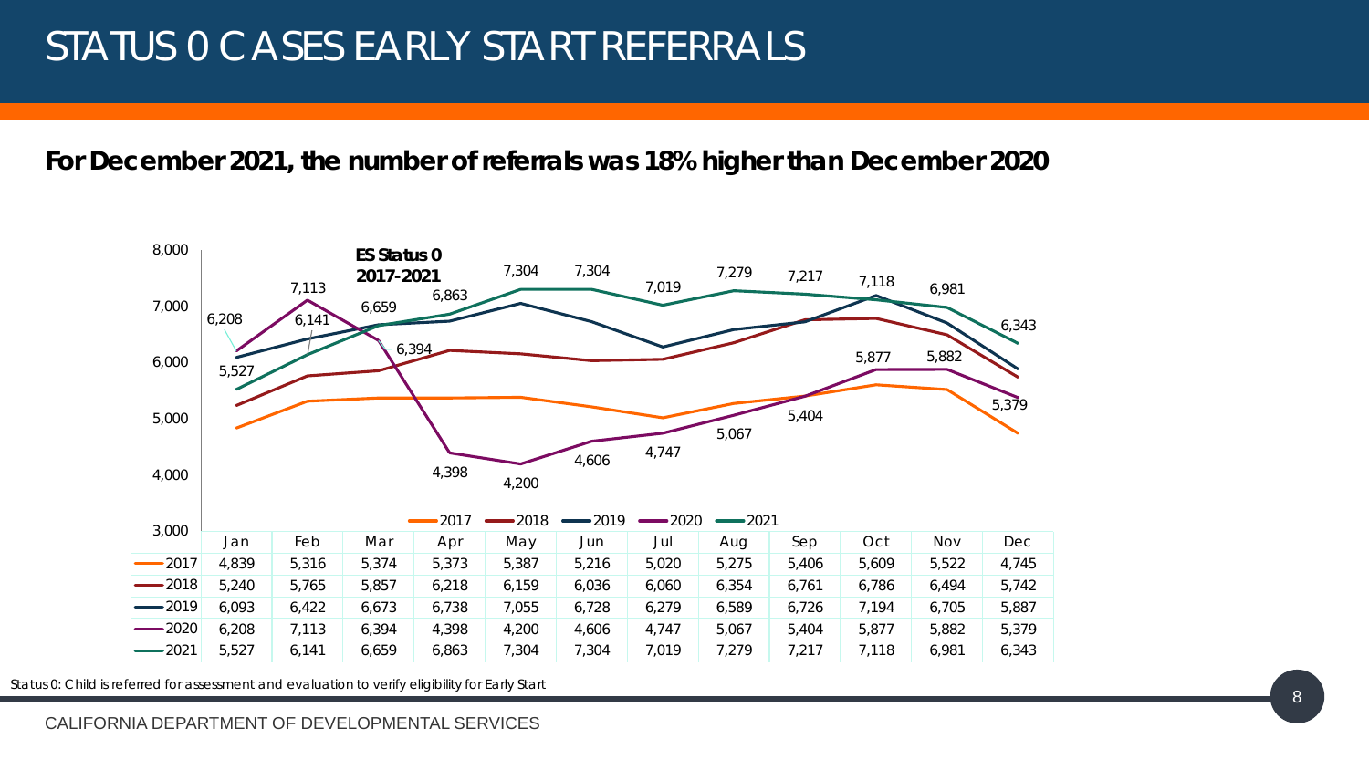# STATUS 0 CASES EARLY START REFERRALS

**For December 2021, the number of referrals was 18% higher than December 2020**

**ES Status 0 2017-2021**

| | Jan | Feb | Mar | Apr | May | Jun | Jul | Aug | Sep | Oct | Nov | Dec |
|---|---|---|---|---|---|---|---|---|---|---|---|---|
| 2017 | 4,839 | 5,316 | 5,374 | 5,373 | 5,387 | 5,216 | 5,020 | 5,275 | 5,406 | 5,609 | 5,522 | 4,745 |
| 2018 | 5,240 | 5,765 | 5,857 | 6,218 | 6,159 | 6,036 | 6,060 | 6,354 | 6,761 | 6,786 | 6,494 | 5,742 |
| 2019 | 6,093 | 6,422 | 6,673 | 6,738 | 7,055 | 6,728 | 6,279 | 6,589 | 6,726 | 7,194 | 6,705 | 5,887 |
| 2020 | 6,208 | 7,113 | 6,394 | 4,398 | 4,200 | 4,606 | 4,747 | 5,067 | 5,404 | 5,877 | 5,882 | 5,379 |
| 2021 | 5,527 | 6,141 | 6,659 | 6,863 | 7,304 | 7,304 | 7,019 | 7,279 | 7,217 | 7,118 | 6,981 | 6,343 |

*Status 0: Child is referred for assessment and evaluation to verify eligibility for Early Start*

CALIFORNIA DEPARTMENT OF DEVELOPMENTAL SERVICES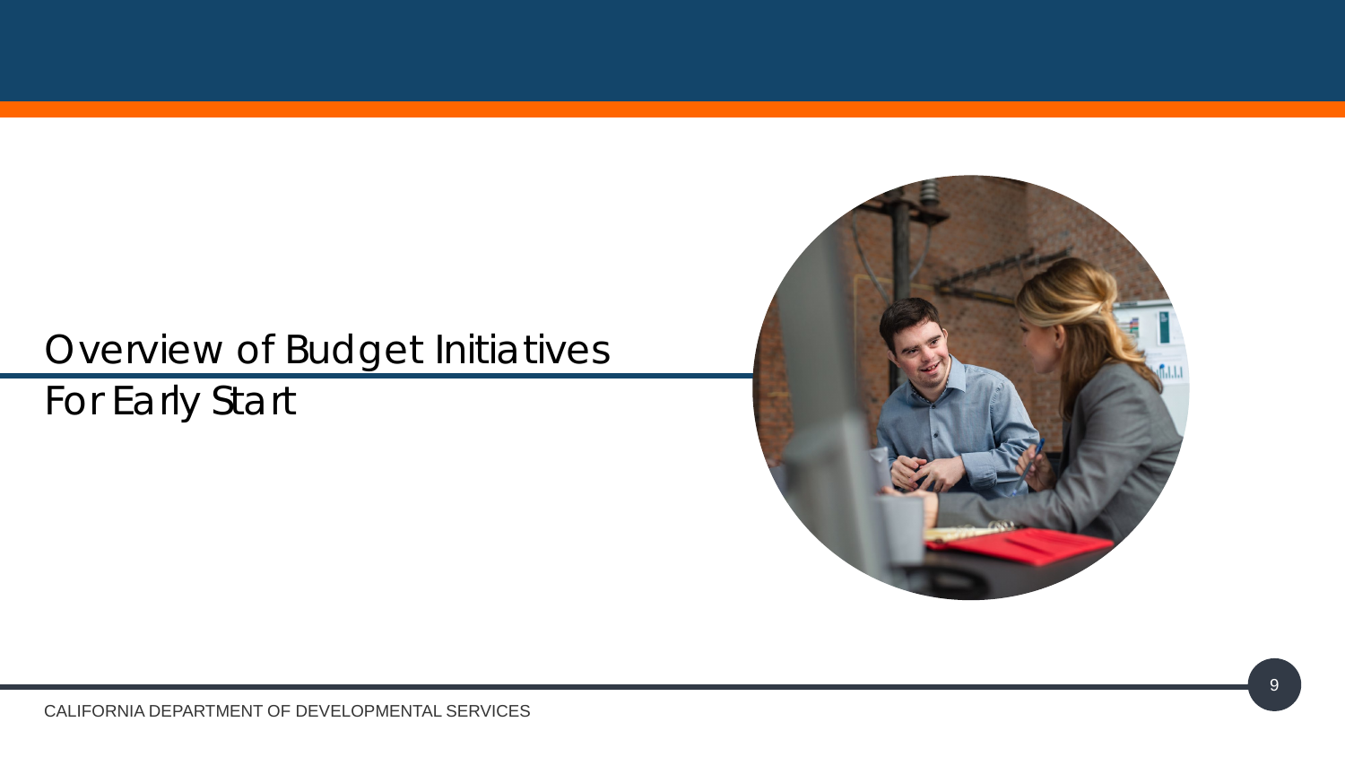# Overview of Budget Initiatives For Early Start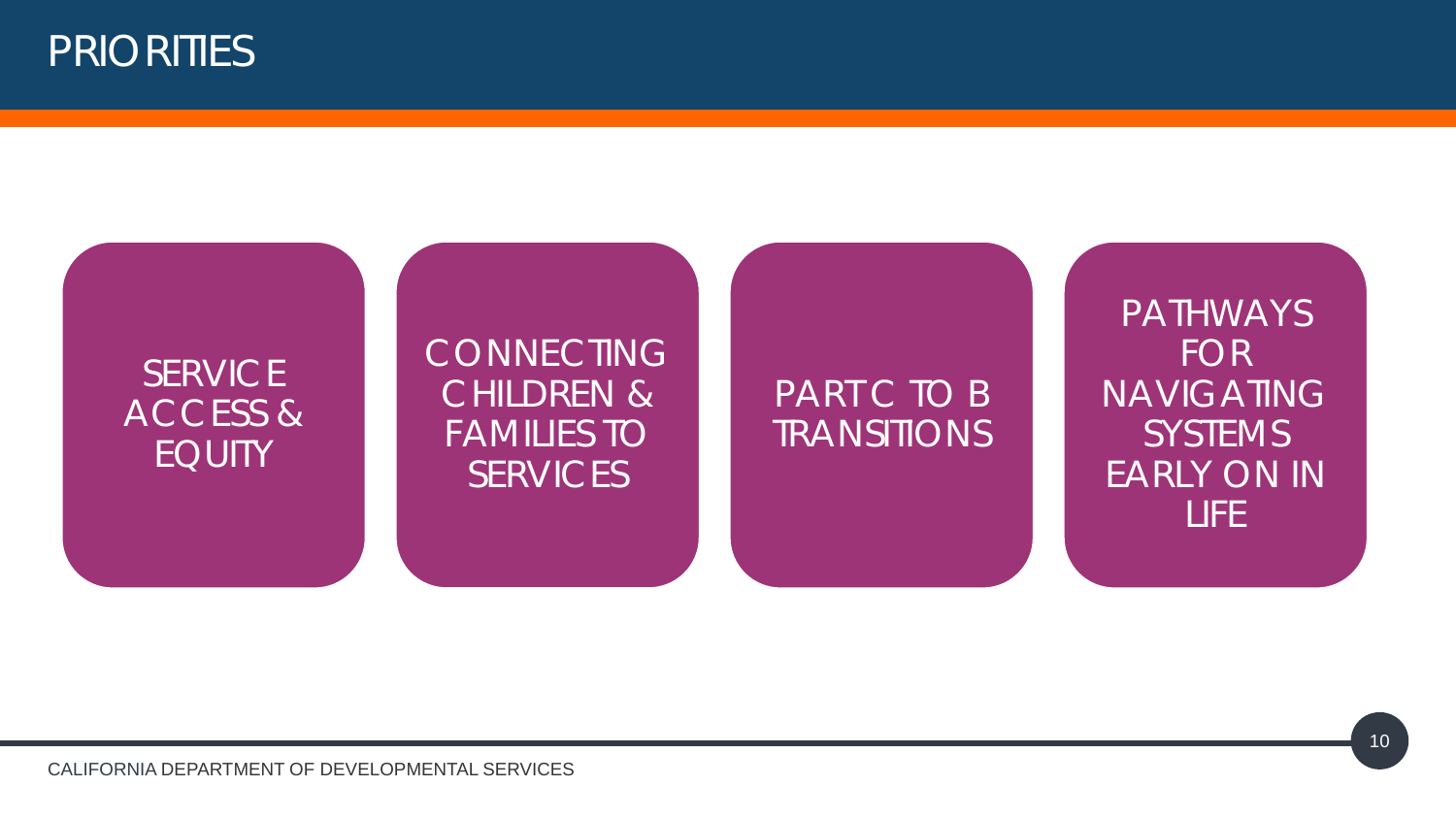# PRIORITIES

- SERVICE ACCESS & EQUITY
- CONNECTING CHILDREN & FAMILIES TO SERVICES
- PART C TO B TRANSITIONS
- PATHWAYS FOR NAVIGATING SYSTEMS EARLY ON IN LIFE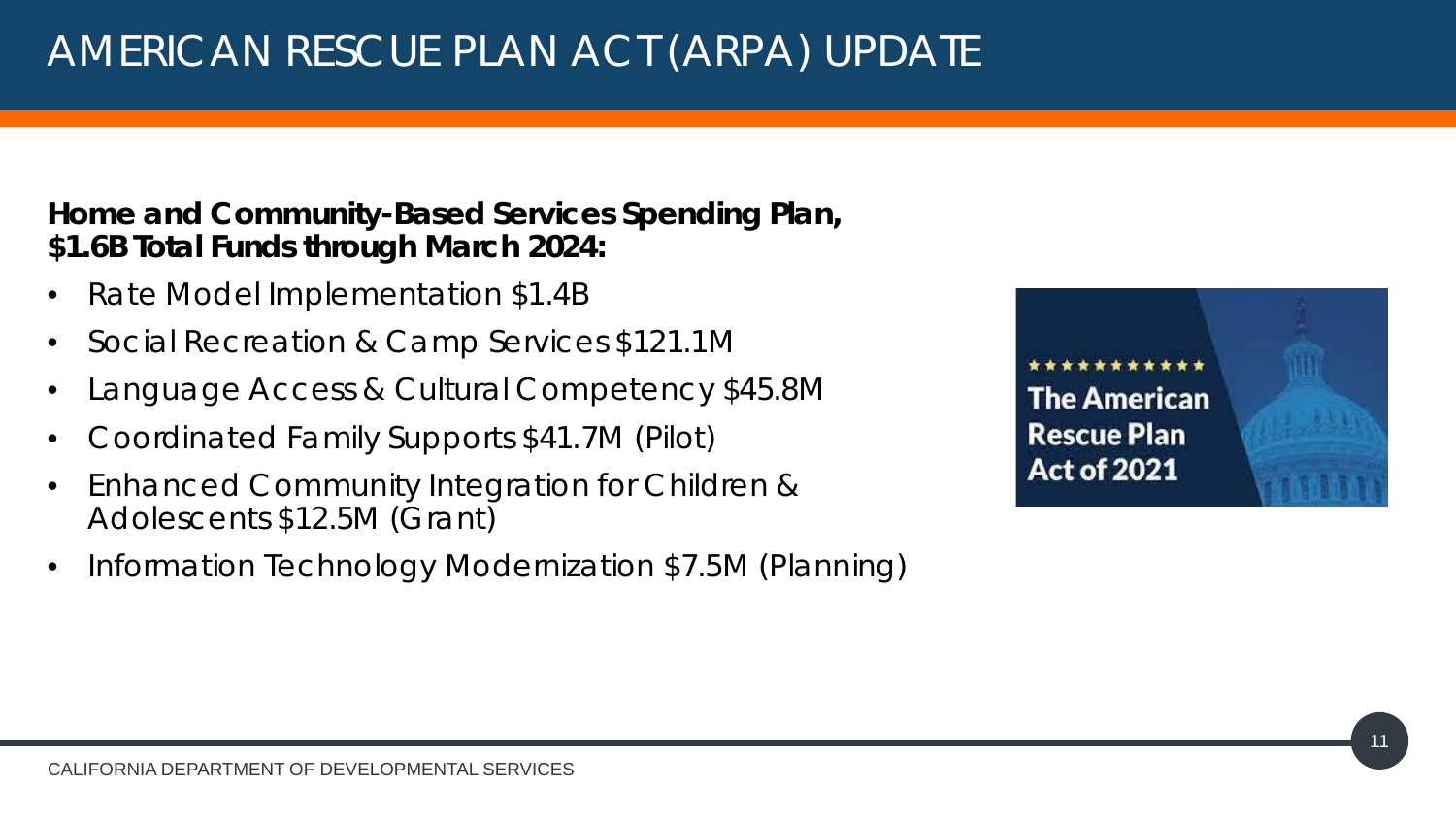# AMERICAN RESCUE PLAN ACT (ARPA) UPDATE

**Home and Community-Based Services Spending Plan, $1.6B Total Funds through March 2024:**

- Rate Model Implementation $1.4B
- Social Recreation & Camp Services $121.1M
- Language Access & Cultural Competency $45.8M
- Coordinated Family Supports $41.7M (Pilot)
- Enhanced Community Integration for Children & Adolescents $12.5M (Grant)
- Information Technology Modernization $7.5M (Planning)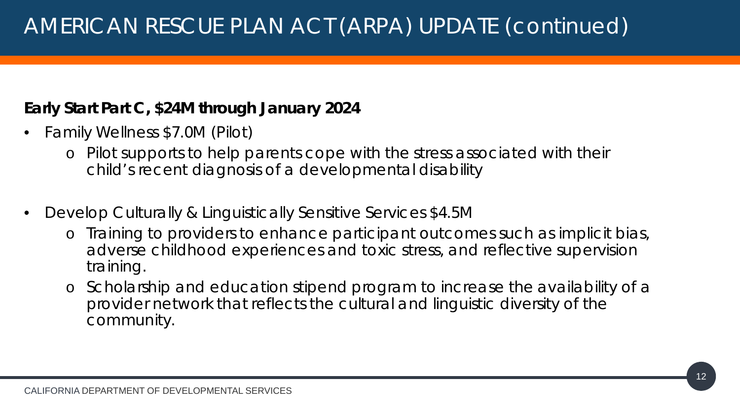# AMERICAN RESCUE PLAN ACT (ARPA) UPDATE (continued)

**Early Start Part C, $24M through January 2024**

- Family Wellness $7.0M (Pilot)
  - Pilot supports to help parents cope with the stress associated with their child's recent diagnosis of a developmental disability

- Develop Culturally & Linguistically Sensitive Services $4.5M
  - Training to providers to enhance participant outcomes such as implicit bias, adverse childhood experiences and toxic stress, and reflective supervision training.
  - Scholarship and education stipend program to increase the availability of a provider network that reflects the cultural and linguistic diversity of the community.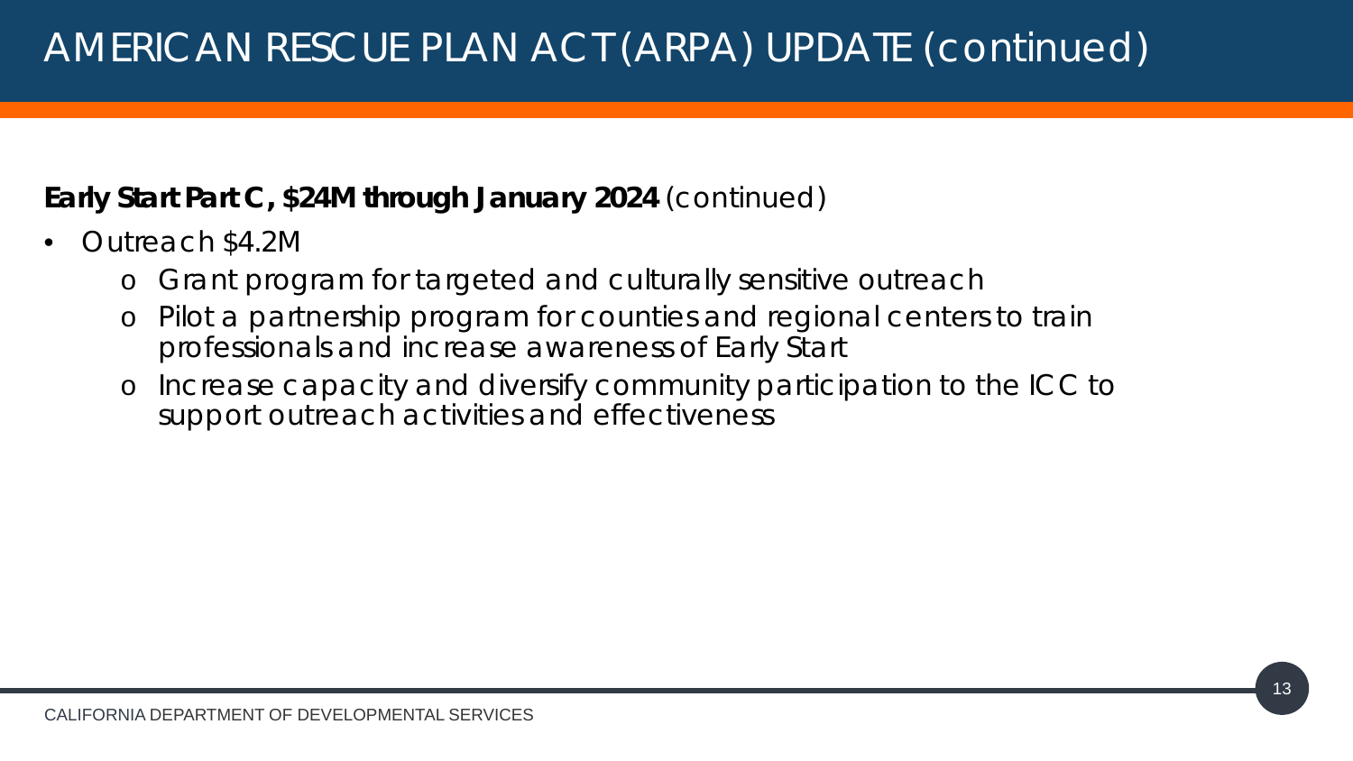# AMERICAN RESCUE PLAN ACT (ARPA) UPDATE (continued)

**Early Start Part C, $24M through January 2024** (continued)

- Outreach $4.2M
  - Grant program for targeted and culturally sensitive outreach
  - Pilot a partnership program for counties and regional centers to train professionals and increase awareness of Early Start
  - Increase capacity and diversify community participation to the ICC to support outreach activities and effectiveness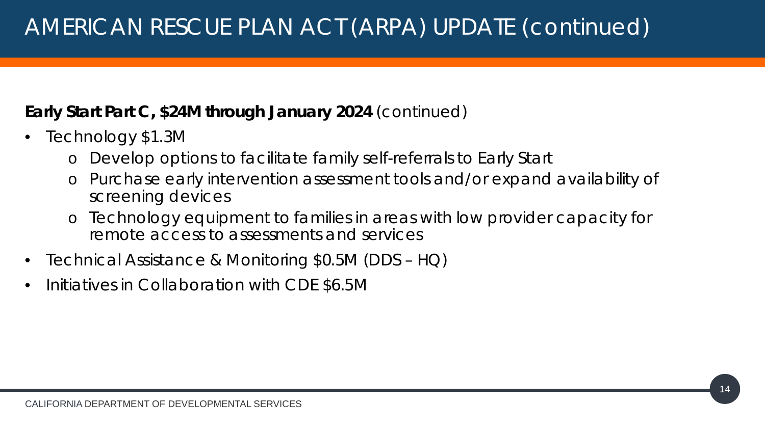# AMERICAN RESCUE PLAN ACT (ARPA) UPDATE (continued)

**Early Start Part C, $24M through January 2024** (continued)

- Technology $1.3M
  - Develop options to facilitate family self-referrals to Early Start
  - Purchase early intervention assessment tools and/or expand availability of screening devices
  - Technology equipment to families in areas with low provider capacity for remote access to assessments and services
- Technical Assistance & Monitoring $0.5M (DDS – HQ)
- Initiatives in Collaboration with CDE $6.5M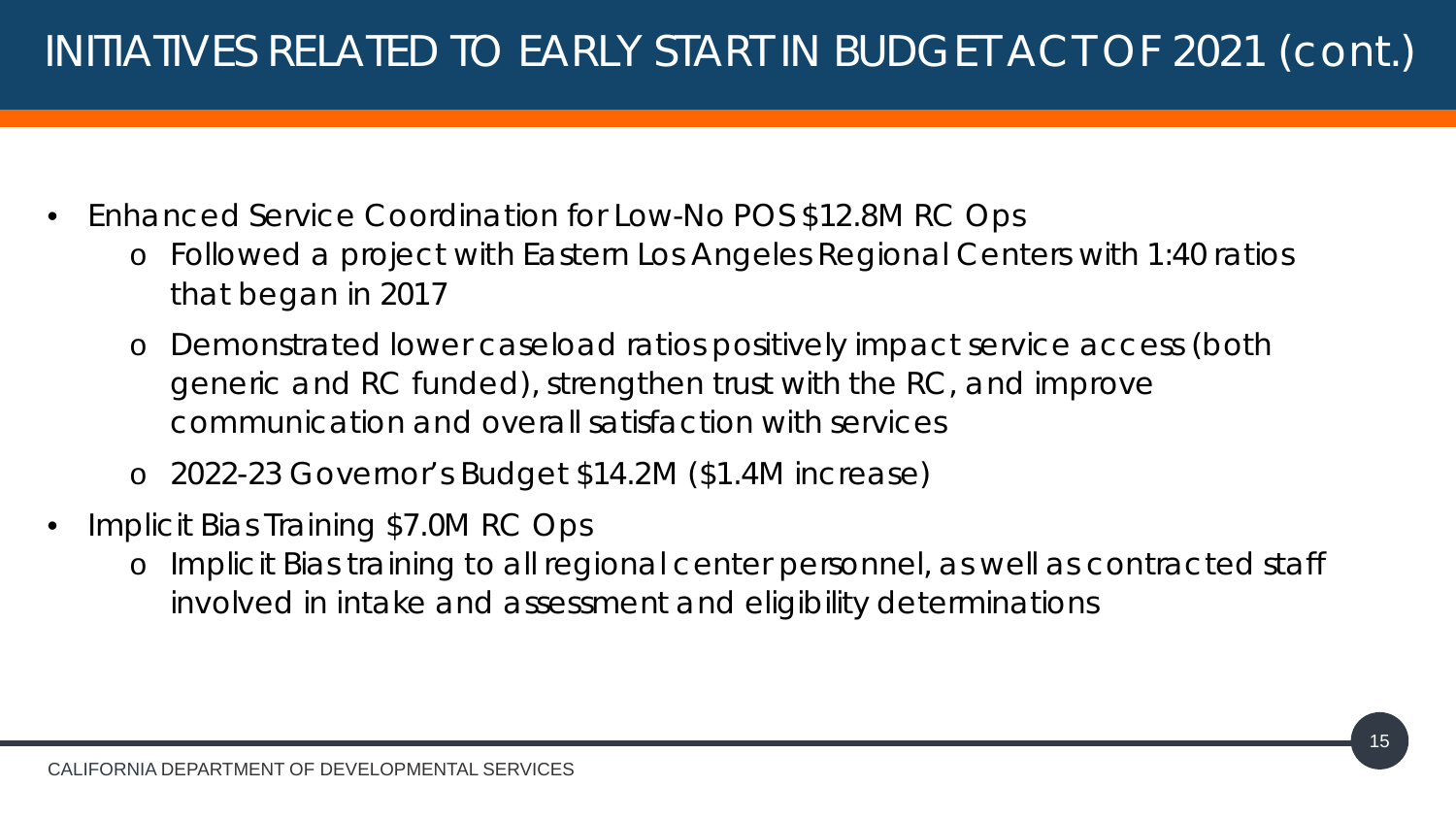# INITIATIVES RELATED TO EARLY START IN BUDGET ACT OF 2021 (cont.)

- Enhanced Service Coordination for Low-No POS $12.8M RC Ops
  - Followed a project with Eastern Los Angeles Regional Centers with 1:40 ratios that began in 2017
  - Demonstrated lower caseload ratios positively impact service access (both generic and RC funded), strengthen trust with the RC, and improve communication and overall satisfaction with services
  - 2022-23 Governor's Budget $14.2M ($1.4M increase)
- Implicit Bias Training $7.0M RC Ops
  - Implicit Bias training to all regional center personnel, as well as contracted staff involved in intake and assessment and eligibility determinations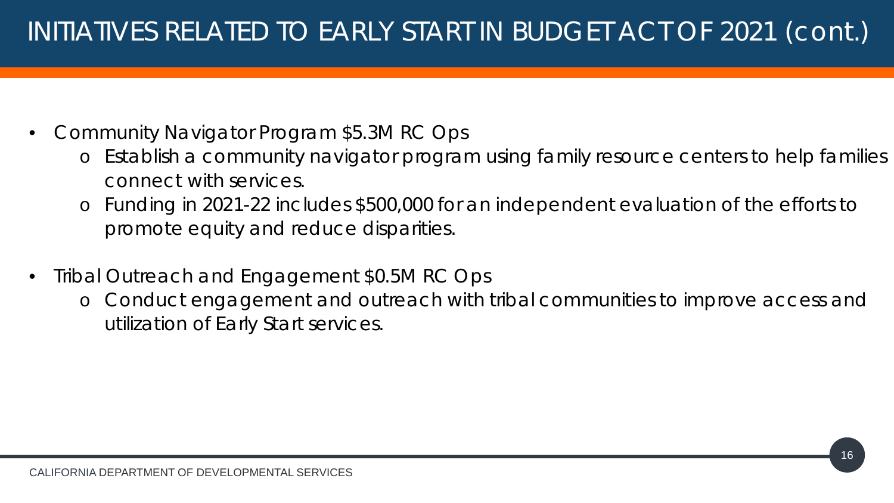# INITIATIVES RELATED TO EARLY START IN BUDGET ACT OF 2021 (cont.)

- Community Navigator Program $5.3M RC Ops
  - Establish a community navigator program using family resource centers to help families connect with services.
  - Funding in 2021-22 includes $500,000 for an independent evaluation of the efforts to promote equity and reduce disparities.
- Tribal Outreach and Engagement $0.5M RC Ops
  - Conduct engagement and outreach with tribal communities to improve access and utilization of Early Start services.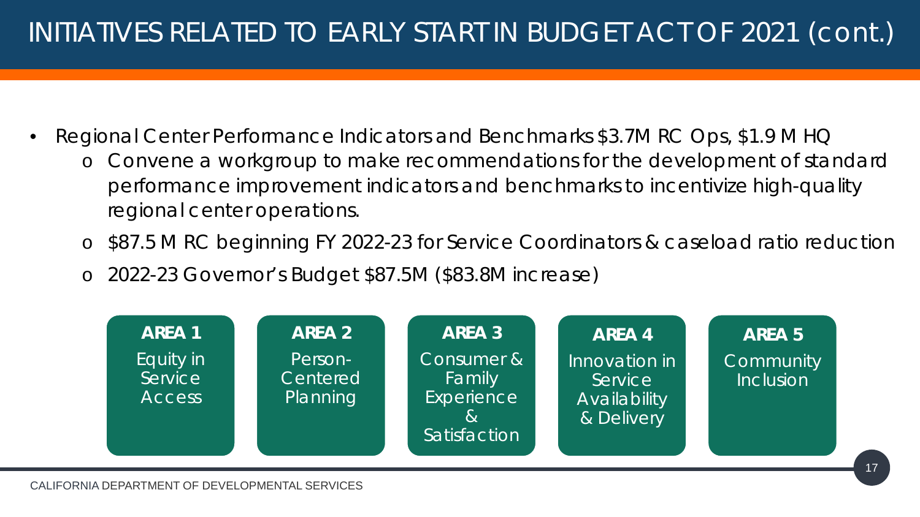# INITIATIVES RELATED TO EARLY START IN BUDGET ACT OF 2021 (cont.)

- Regional Center Performance Indicators and Benchmarks $3.7M RC Ops, $1.9 M HQ
  - Convene a workgroup to make recommendations for the development of standard performance improvement indicators and benchmarks to incentivize high-quality regional center operations.
  - $87.5 M RC beginning FY 2022-23 for Service Coordinators & caseload ratio reduction
  - 2022-23 Governor's Budget $87.5M ($83.8M increase)

| **AREA 1** | **AREA 2** | **AREA 3** | **AREA 4** | **AREA 5** |
|---|---|---|---|---|
| Equity in Service Access | Person-Centered Planning | Consumer & Family Experience & Satisfaction | Innovation in Service Availability & Delivery | Community Inclusion |

CALIFORNIA DEPARTMENT OF DEVELOPMENTAL SERVICES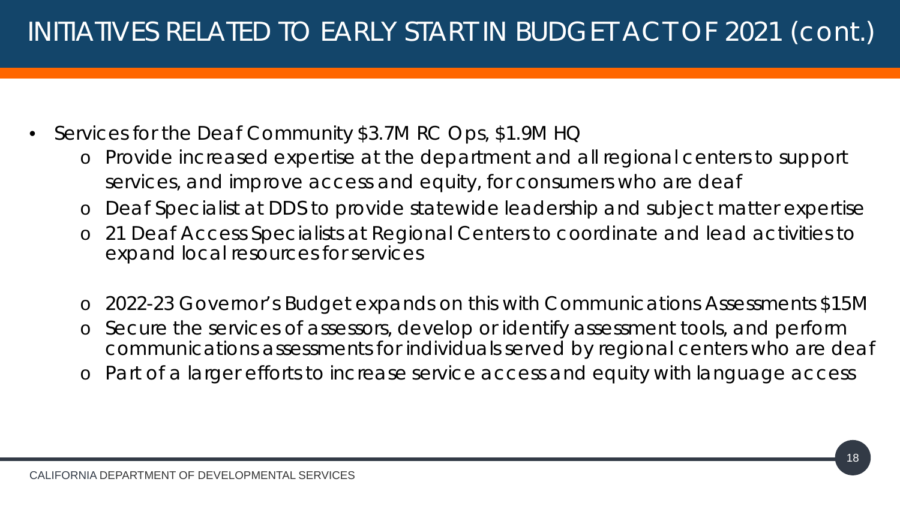# INITIATIVES RELATED TO EARLY START IN BUDGET ACT OF 2021 (cont.)

- Services for the Deaf Community $3.7M RC Ops, $1.9M HQ
  - Provide increased expertise at the department and all regional centers to support services, and improve access and equity, for consumers who are deaf
  - Deaf Specialist at DDS to provide statewide leadership and subject matter expertise
  - 21 Deaf Access Specialists at Regional Centers to coordinate and lead activities to expand local resources for services

  - 2022-23 Governor's Budget expands on this with Communications Assessments $15M
  - Secure the services of assessors, develop or identify assessment tools, and perform communications assessments for individuals served by regional centers who are deaf
  - Part of a larger efforts to increase service access and equity with language access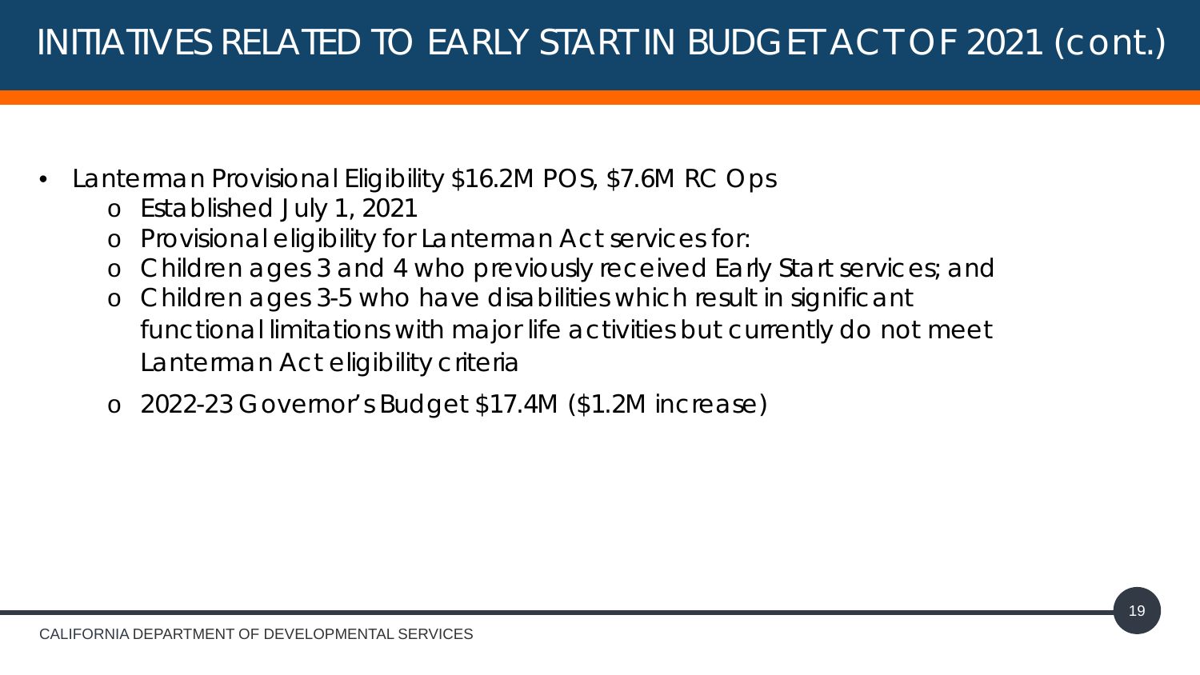# INITIATIVES RELATED TO EARLY START IN BUDGET ACT OF 2021 (cont.)

- Lanterman Provisional Eligibility $16.2M POS, $7.6M RC Ops
  - Established July 1, 2021
  - Provisional eligibility for Lanterman Act services for:
  - Children ages 3 and 4 who previously received Early Start services; and
  - Children ages 3-5 who have disabilities which result in significant functional limitations with major life activities but currently do not meet Lanterman Act eligibility criteria
  - 2022-23 Governor's Budget $17.4M ($1.2M increase)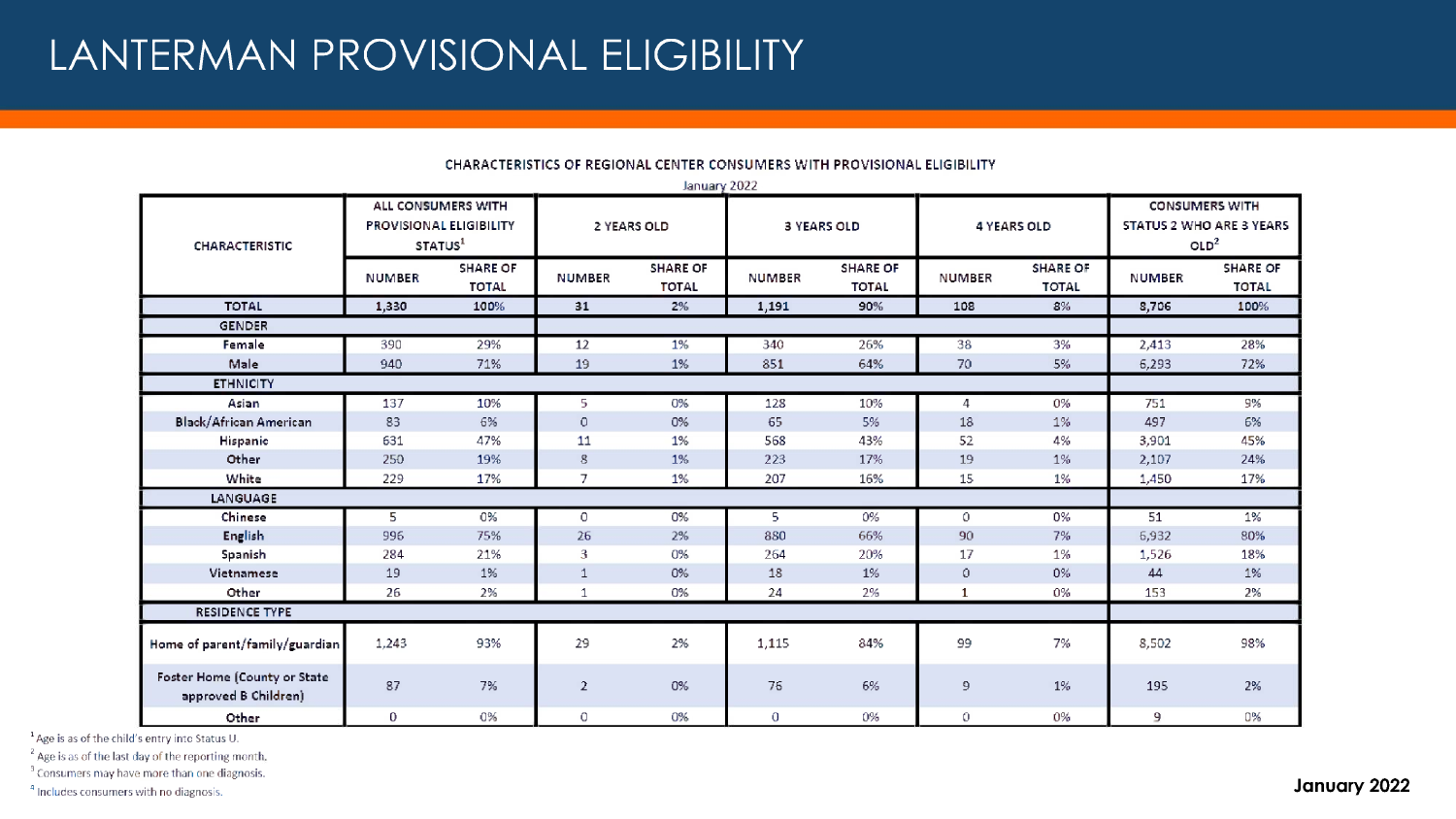# LANTERMAN PROVISIONAL ELIGIBILITY

CHARACTERISTICS OF REGIONAL CENTER CONSUMERS WITH PROVISIONAL ELIGIBILITY

January 2022

| CHARACTERISTIC | ALL CONSUMERS WITH PROVISIONAL ELIGIBILITY STATUS[1] | | 2 YEARS OLD | | 3 YEARS OLD | | 4 YEARS OLD | | CONSUMERS WITH STATUS 2 WHO ARE 3 YEARS OLD[2] | |
|---|---|---|---|---|---|---|---|---|---|---|
| | NUMBER | SHARE OF TOTAL | NUMBER | SHARE OF TOTAL | NUMBER | SHARE OF TOTAL | NUMBER | SHARE OF TOTAL | NUMBER | SHARE OF TOTAL |
| TOTAL | 1,330 | 100% | 31 | 2% | 1,191 | 90% | 108 | 8% | 8,706 | 100% |
| GENDER | | | | | | | | | | |
| Female | 390 | 29% | 12 | 1% | 340 | 26% | 38 | 3% | 2,413 | 28% |
| Male | 940 | 71% | 19 | 1% | 851 | 64% | 70 | 5% | 6,293 | 72% |
| ETHNICITY | | | | | | | | | | |
| Asian | 137 | 10% | 5 | 0% | 128 | 10% | 4 | 0% | 751 | 9% |
| Black/African American | 83 | 6% | 0 | 0% | 65 | 5% | 18 | 1% | 497 | 6% |
| Hispanic | 631 | 47% | 11 | 1% | 568 | 43% | 52 | 4% | 3,901 | 45% |
| Other | 250 | 19% | 8 | 1% | 223 | 17% | 19 | 1% | 2,107 | 24% |
| White | 229 | 17% | 7 | 1% | 207 | 16% | 15 | 1% | 1,450 | 17% |
| LANGUAGE | | | | | | | | | | |
| Chinese | 5 | 0% | 0 | 0% | 5 | 0% | 0 | 0% | 51 | 1% |
| English | 996 | 75% | 26 | 2% | 880 | 66% | 90 | 7% | 6,932 | 80% |
| Spanish | 284 | 21% | 3 | 0% | 264 | 20% | 17 | 1% | 1,526 | 18% |
| Vietnamese | 19 | 1% | 1 | 0% | 18 | 1% | 0 | 0% | 44 | 1% |
| Other | 26 | 2% | 1 | 0% | 24 | 2% | 1 | 0% | 153 | 2% |
| RESIDENCE TYPE | | | | | | | | | | |
| Home of parent/family/guardian | 1,243 | 93% | 29 | 2% | 1,115 | 84% | 99 | 7% | 8,502 | 98% |
| Foster Home (County or State approved B Children) | 87 | 7% | 2 | 0% | 76 | 6% | 9 | 1% | 195 | 2% |
| Other | 0 | 0% | 0 | 0% | 0 | 0% | 0 | 0% | 9 | 0% |

[1] Age is as of the child's entry into Status U.

[2] Age is as of the last day of the reporting month.

[3] Consumers may have more than one diagnosis.

[4] Includes consumers with no diagnosis.

**January 2022**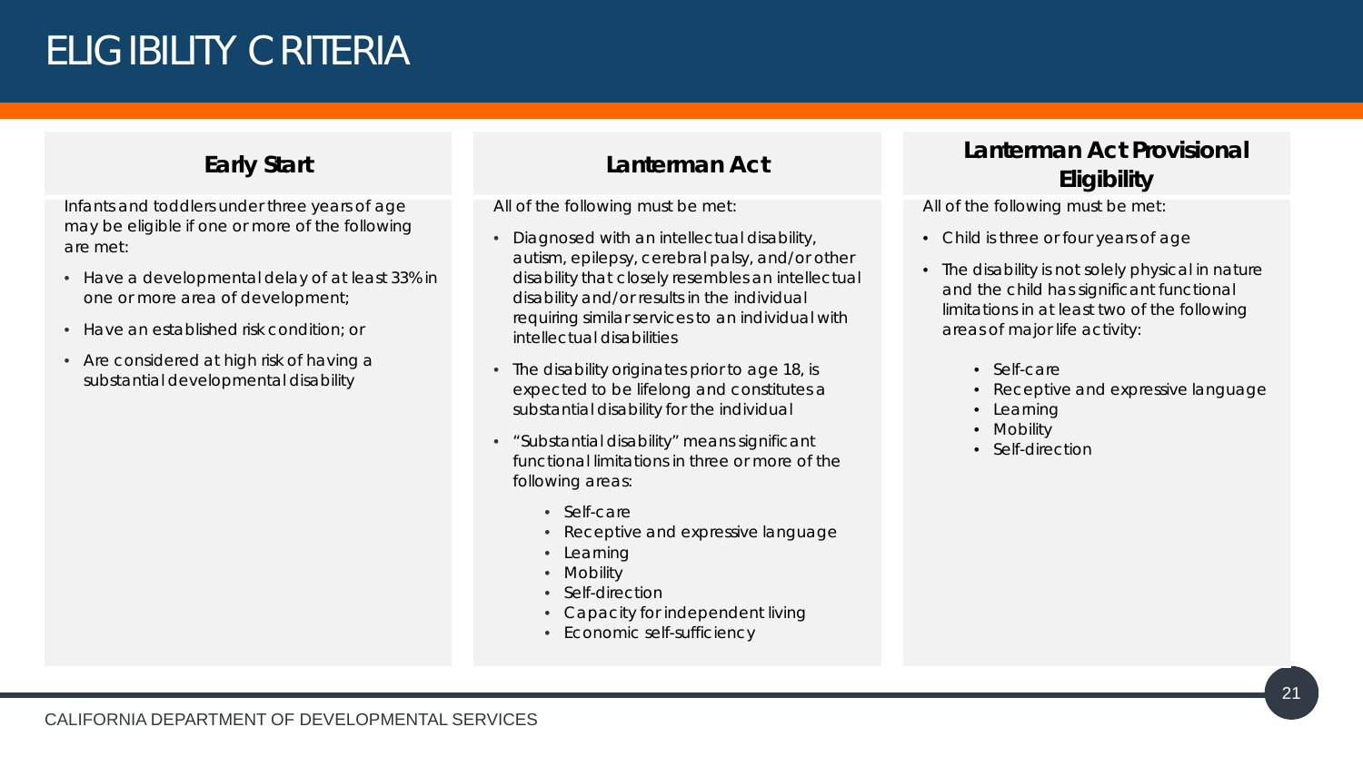# ELIGIBILITY CRITERIA

## Early Start

Infants and toddlers under three years of age may be eligible if one or more of the following are met:

- Have a developmental delay of at least 33% in one or more area of development;
- Have an established risk condition; or
- Are considered at high risk of having a substantial developmental disability

## Lanterman Act

All of the following must be met:

- Diagnosed with an intellectual disability, autism, epilepsy, cerebral palsy, and/or other disability that closely resembles an intellectual disability and/or results in the individual requiring similar services to an individual with intellectual disabilities
- The disability originates prior to age 18, is expected to be lifelong and constitutes a substantial disability for the individual
- "Substantial disability" means significant functional limitations in three or more of the following areas:
  - Self-care
  - Receptive and expressive language
  - Learning
  - Mobility
  - Self-direction
  - Capacity for independent living
  - Economic self-sufficiency

## Lanterman Act Provisional Eligibility

All of the following must be met:

- Child is three or four years of age
- The disability is not solely physical in nature and the child has significant functional limitations in at least two of the following areas of major life activity:
  - Self-care
  - Receptive and expressive language
  - Learning
  - Mobility
  - Self-direction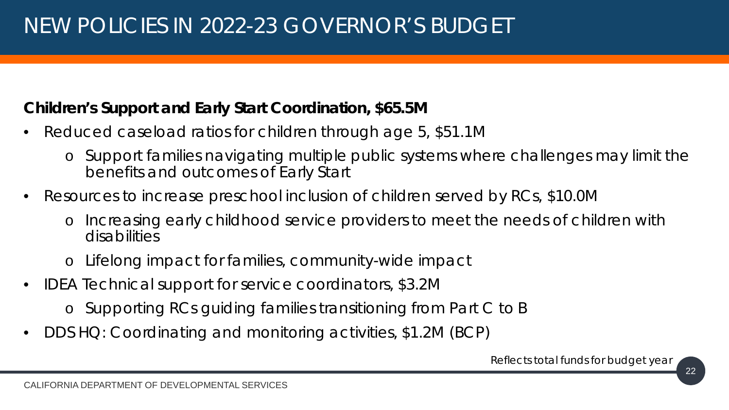# NEW POLICIES IN 2022-23 GOVERNOR'S BUDGET

**Children's Support and Early Start Coordination, $65.5M**

- Reduced caseload ratios for children through age 5, $51.1M
  - Support families navigating multiple public systems where challenges may limit the benefits and outcomes of Early Start
- Resources to increase preschool inclusion of children served by RCs, $10.0M
  - Increasing early childhood service providers to meet the needs of children with disabilities
  - Lifelong impact for families, community-wide impact
- IDEA Technical support for service coordinators, $3.2M
  - Supporting RCs guiding families transitioning from Part C to B
- DDS HQ: Coordinating and monitoring activities, $1.2M (BCP)

Reflects total funds for budget year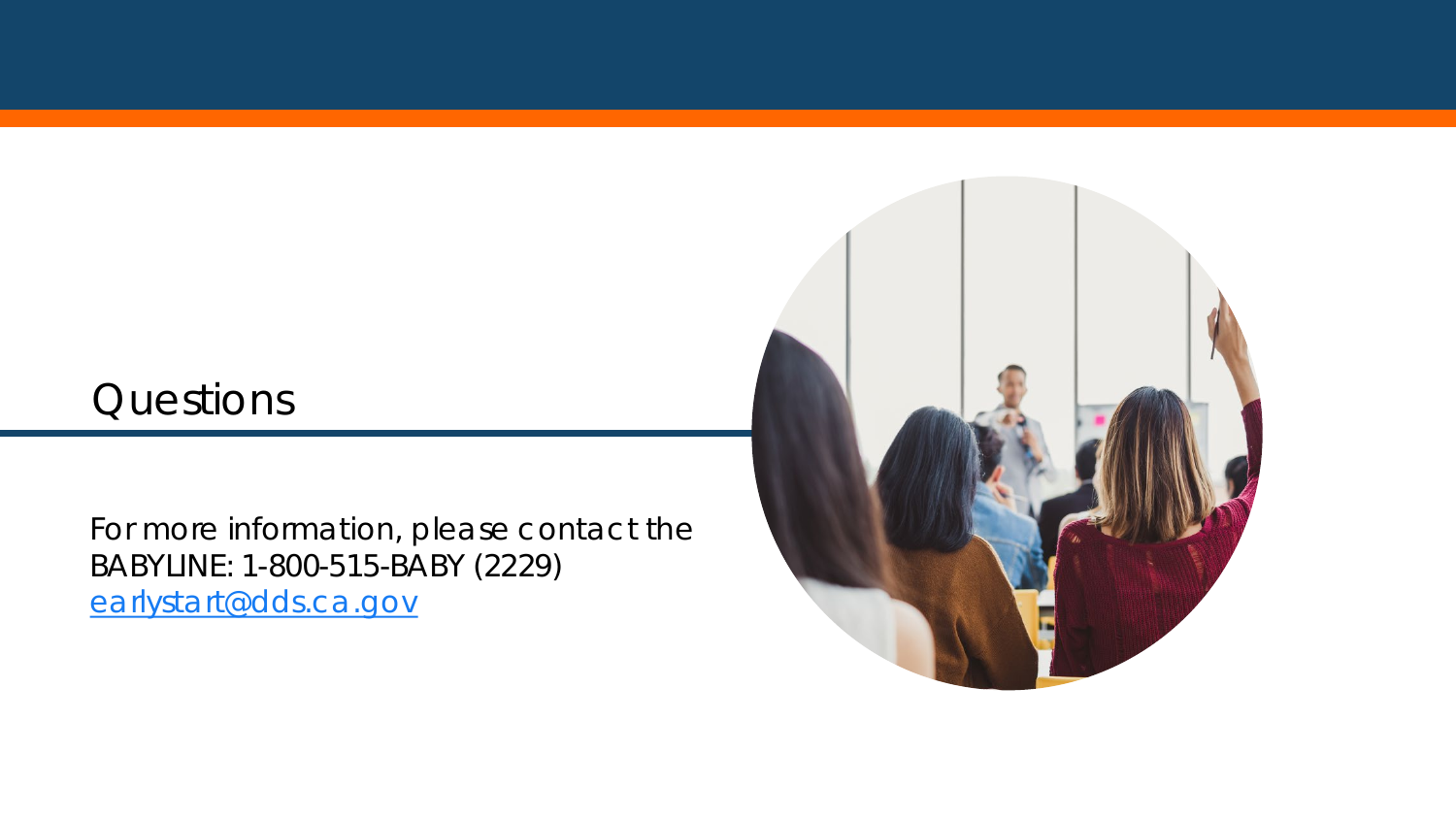# Questions

For more information, please contact the BABYLINE: 1-800-515-BABY (2229)
earlystart@dds.ca.gov